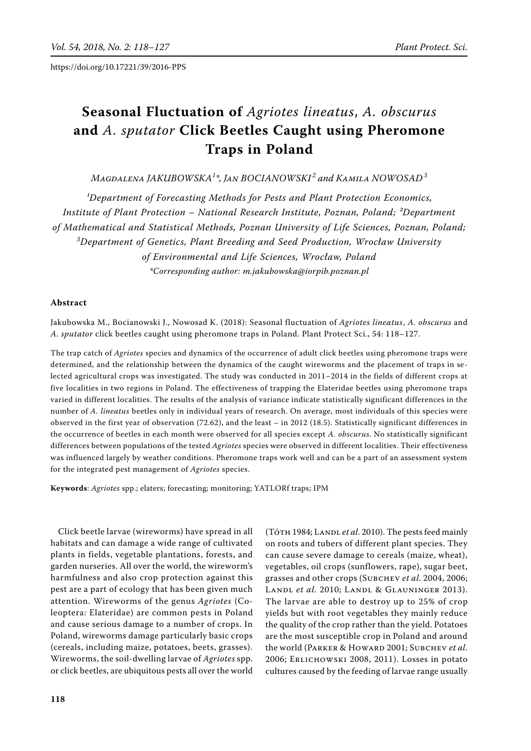https://doi.org/10.17221/39/2016-PPS

# Seasonal Fluctuation of *Agriotes lineatus*, *A. obscurus* and *A. sputator* Click Beetles Caught using Pheromone Traps in Poland

*Magdalena JAKUBOWSKA*[1]\*, *Jan BOCIANOWSKI*[2] *and Kamila NOWOSAD*[3]

[1]*Department of Forecasting Methods for Pests and Plant Protection Economics, Institute of Plant Protection – National Research Institute, Poznan, Poland;* [2]*Department of Mathematical and Statistical Methods, Poznan University of Life Sciences, Poznan, Poland;* [3]*Department of Genetics, Plant Breeding and Seed Production, Wrocław University of Environmental and Life Sciences, Wrocław, Poland*

*\*Corresponding author: m.jakubowska@iorpib.poznan.pl*

### Abstract

Jakubowska M., Bocianowski J., Nowosad K. (2018): Seasonal fluctuation of *Agriotes lineatus*, *A. obscurus* and *A. sputator* click beetles caught using pheromone traps in Poland. Plant Protect Sci., 54: 118–127.

The trap catch of *Agriotes* species and dynamics of the occurrence of adult click beetles using pheromone traps were determined, and the relationship between the dynamics of the caught wireworms and the placement of traps in selected agricultural crops was investigated. The study was conducted in 2011–2014 in the fields of different crops at five localities in two regions in Poland. The effectiveness of trapping the Elateridae beetles using pheromone traps varied in different localities. The results of the analysis of variance indicate statistically significant differences in the number of *A. lineatus* beetles only in individual years of research. On average, most individuals of this species were observed in the first year of observation (72.62), and the least – in 2012 (18.5). Statistically significant differences in the occurrence of beetles in each month were observed for all species except *A. obscurus*. No statistically significant differences between populations of the tested *Agriotes* species were observed in different localities. Their effectiveness was influenced largely by weather conditions. Pheromone traps work well and can be a part of an assessment system for the integrated pest management of *Agriotes* species.

**Keywords**: *Agriotes* spp.; elaters; forecasting; monitoring; YATLORf traps; IPM

Click beetle larvae (wireworms) have spread in all habitats and can damage a wide range of cultivated plants in fields, vegetable plantations, forests, and garden nurseries. All over the world, the wireworm's harmfulness and also crop protection against this pest are a part of ecology that has been given much attention. Wireworms of the genus *Agriotes* (Coleoptera: Elateridae) are common pests in Poland and cause serious damage to a number of crops. In Poland, wireworms damage particularly basic crops (cereals, including maize, potatoes, beets, grasses). Wireworms, the soil-dwelling larvae of *Agriotes* spp. or click beetles, are ubiquitous pests all over the world (Tóth 1984; Landl *et al.* 2010). The pests feed mainly on roots and tubers of different plant species. They can cause severe damage to cereals (maize, wheat), vegetables, oil crops (sunflowers, rape), sugar beet, grasses and other crops (Subchev *et al.* 2004, 2006; Landl *et al.* 2010; Landl & Glauninger 2013). The larvae are able to destroy up to 25% of crop yields but with root vegetables they mainly reduce the quality of the crop rather than the yield. Potatoes are the most susceptible crop in Poland and around the world (Parker & Howard 2001; Subchev *et al.* 2006; Erlichowski 2008, 2011). Losses in potato cultures caused by the feeding of larvae range usually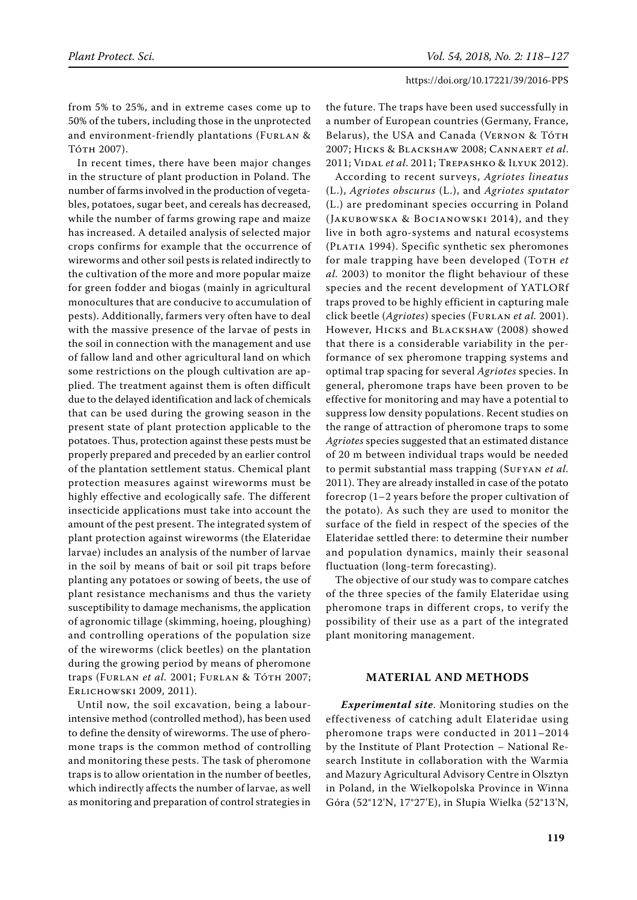from 5% to 25%, and in extreme cases come up to 50% of the tubers, including those in the unprotected and environment-friendly plantations (Furlan & Tóth 2007).

In recent times, there have been major changes in the structure of plant production in Poland. The number of farms involved in the production of vegetables, potatoes, sugar beet, and cereals has decreased, while the number of farms growing rape and maize has increased. A detailed analysis of selected major crops confirms for example that the occurrence of wireworms and other soil pests is related indirectly to the cultivation of the more and more popular maize for green fodder and biogas (mainly in agricultural monocultures that are conducive to accumulation of pests). Additionally, farmers very often have to deal with the massive presence of the larvae of pests in the soil in connection with the management and use of fallow land and other agricultural land on which some restrictions on the plough cultivation are applied. The treatment against them is often difficult due to the delayed identification and lack of chemicals that can be used during the growing season in the present state of plant protection applicable to the potatoes. Thus, protection against these pests must be properly prepared and preceded by an earlier control of the plantation settlement status. Chemical plant protection measures against wireworms must be highly effective and ecologically safe. The different insecticide applications must take into account the amount of the pest present. The integrated system of plant protection against wireworms (the Elateridae larvae) includes an analysis of the number of larvae in the soil by means of bait or soil pit traps before planting any potatoes or sowing of beets, the use of plant resistance mechanisms and thus the variety susceptibility to damage mechanisms, the application of agronomic tillage (skimming, hoeing, ploughing) and controlling operations of the population size of the wireworms (click beetles) on the plantation during the growing period by means of pheromone traps (Furlan *et al.* 2001; Furlan & Tóth 2007; Erlichowski 2009, 2011).

Until now, the soil excavation, being a labour-intensive method (controlled method), has been used to define the density of wireworms. The use of pheromone traps is the common method of controlling and monitoring these pests. The task of pheromone traps is to allow orientation in the number of beetles, which indirectly affects the number of larvae, as well as monitoring and preparation of control strategies in the future. The traps have been used successfully in a number of European countries (Germany, France, Belarus), the USA and Canada (Vernon & Tóth 2007; Hicks & Blackshaw 2008; Cannaert *et al*. 2011; Vidal *et al*. 2011; Trepashko & Ilyuk 2012).

According to recent surveys, *Agriotes lineatus* (L.), *Agriotes obscurus* (L.), and *Agriotes sputator* (L.) are predominant species occurring in Poland (Jakubowska & Bocianowski 2014), and they live in both agro-systems and natural ecosystems (Platia 1994). Specific synthetic sex pheromones for male trapping have been developed (Toth *et al.* 2003) to monitor the flight behaviour of these species and the recent development of YATLORf traps proved to be highly efficient in capturing male click beetle (*Agriotes*) species (Furlan *et al.* 2001). However, Hicks and Blackshaw (2008) showed that there is a considerable variability in the performance of sex pheromone trapping systems and optimal trap spacing for several *Agriotes* species. In general, pheromone traps have been proven to be effective for monitoring and may have a potential to suppress low density populations. Recent studies on the range of attraction of pheromone traps to some *Agriotes* species suggested that an estimated distance of 20 m between individual traps would be needed to permit substantial mass trapping (Sufyan *et al.* 2011). They are already installed in case of the potato forecrop (1–2 years before the proper cultivation of the potato). As such they are used to monitor the surface of the field in respect of the species of the Elateridae settled there: to determine their number and population dynamics, mainly their seasonal fluctuation (long-term forecasting).

The objective of our study was to compare catches of the three species of the family Elateridae using pheromone traps in different crops, to verify the possibility of their use as a part of the integrated plant monitoring management.

## MATERIAL AND METHODS

***Experimental site***. Monitoring studies on the effectiveness of catching adult Elateridae using pheromone traps were conducted in 2011–2014 by the Institute of Plant Protection – National Research Institute in collaboration with the Warmia and Mazury Agricultural Advisory Centre in Olsztyn in Poland, in the Wielkopolska Province in Winna Góra (52°12'N, 17°27'E), in Słupia Wielka (52°13'N,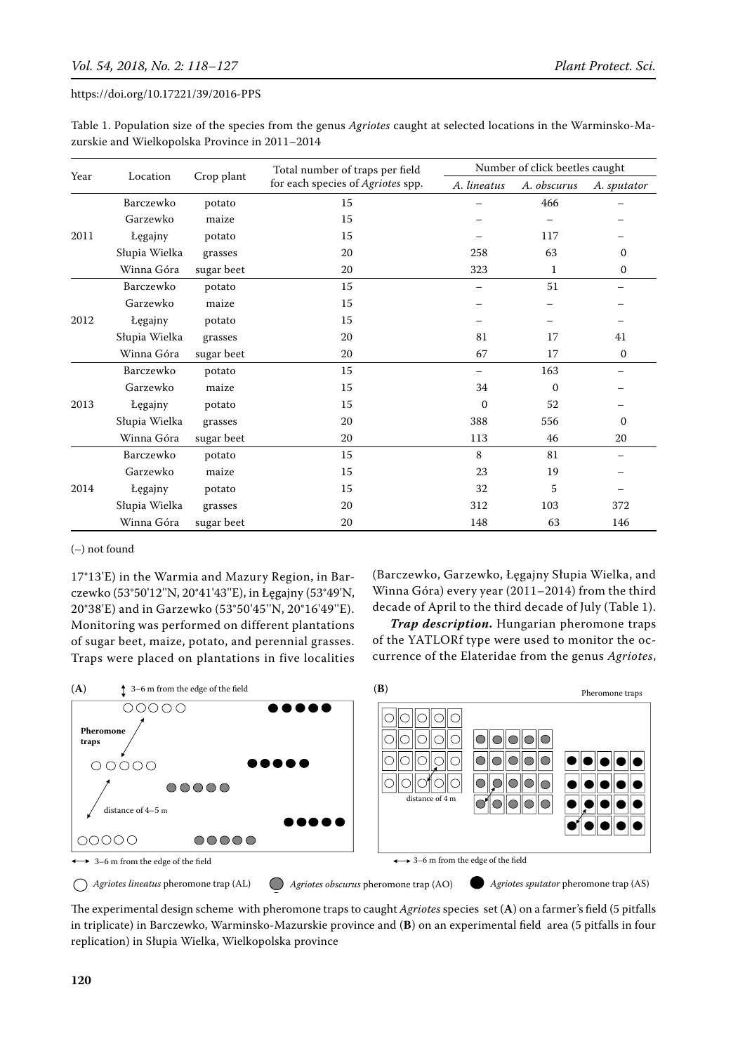Table 1. Population size of the species from the genus *Agriotes* caught at selected locations in the Warminsko-Mazurskie and Wielkopolska Province in 2011–2014

| Year | Location | Crop plant | Total number of traps per field for each species of *Agriotes* spp. | Number of click beetles caught | | |
|---|---|---|---|---|---|---|
| | | | | *A. lineatus* | *A. obscurus* | *A. sputator* |
| 2011 | Barczewko | potato | 15 | – | 466 | – |
| | Garzewko | maize | 15 | – | – | – |
| | Łęgajny | potato | 15 | – | 117 | – |
| | Słupia Wielka | grasses | 20 | 258 | 63 | 0 |
| | Winna Góra | sugar beet | 20 | 323 | 1 | 0 |
| 2012 | Barczewko | potato | 15 | – | 51 | – |
| | Garzewko | maize | 15 | – | – | – |
| | Łęgajny | potato | 15 | – | – | – |
| | Słupia Wielka | grasses | 20 | 81 | 17 | 41 |
| | Winna Góra | sugar beet | 20 | 67 | 17 | 0 |
| 2013 | Barczewko | potato | 15 | – | 163 | – |
| | Garzewko | maize | 15 | 34 | 0 | – |
| | Łęgajny | potato | 15 | 0 | 52 | – |
| | Słupia Wielka | grasses | 20 | 388 | 556 | 0 |
| | Winna Góra | sugar beet | 20 | 113 | 46 | 20 |
| 2014 | Barczewko | potato | 15 | 8 | 81 | – |
| | Garzewko | maize | 15 | 23 | 19 | – |
| | Łęgajny | potato | 15 | 32 | 5 | – |
| | Słupia Wielka | grasses | 20 | 312 | 103 | 372 |
| | Winna Góra | sugar beet | 20 | 148 | 63 | 146 |

(–) not found

17°13'E) in the Warmia and Mazury Region, in Barczewko (53°50'12''N, 20°41'43''E), in Łęgajny (53°49'N, 20°38'E) and in Garzewko (53°50'45''N, 20°16'49''E). Monitoring was performed on different plantations of sugar beet, maize, potato, and perennial grasses. Traps were placed on plantations in five localities (Barczewko, Garzewko, Łęgajny Słupia Wielka, and Winna Góra) every year (2011–2014) from the third decade of April to the third decade of July (Table 1).

***Trap description.*** Hungarian pheromone traps of the YATLORf type were used to monitor the occurrence of the Elateridae from the genus *Agriotes*,

(A) 3–6 m from the edge of the field; Pheromone traps; distance of 4–5 m; 3–6 m from the edge of the field

(B) Pheromone traps; distance of 4 m; 3–6 m from the edge of the field

*Agriotes lineatus* pheromone trap (AL) *Agriotes obscurus* pheromone trap (AO) *Agriotes sputator* pheromone trap (AS)

The experimental design scheme with pheromone traps to caught *Agriotes* species set (**A**) on a farmer's field (5 pitfalls in triplicate) in Barczewko, Warminsko-Mazurskie province and (**B**) on an experimental field area (5 pitfalls in four replication) in Słupia Wielka, Wielkopolska province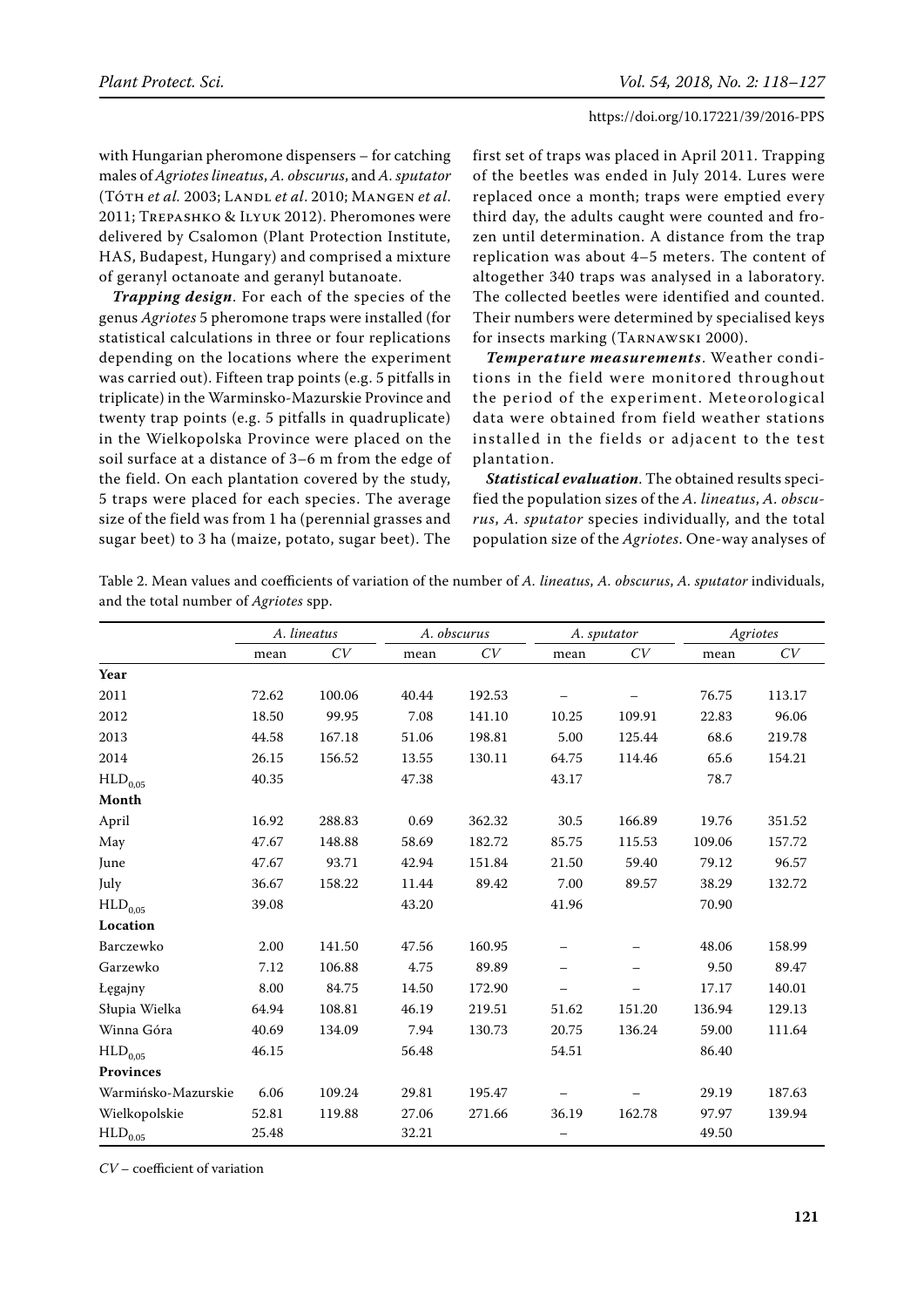with Hungarian pheromone dispensers – for catching males of *Agriotes lineatus*, *A. obscurus*, and *A. sputator* (Tóth *et al.* 2003; Landl *et al*. 2010; Mangen *et al*. 2011; Trepashko & Ilyuk 2012). Pheromones were delivered by Csalomon (Plant Protection Institute, HAS, Budapest, Hungary) and comprised a mixture of geranyl octanoate and geranyl butanoate.

***Trapping design***. For each of the species of the genus *Agriotes* 5 pheromone traps were installed (for statistical calculations in three or four replications depending on the locations where the experiment was carried out). Fifteen trap points (e.g. 5 pitfalls in triplicate) in the Warminsko-Mazurskie Province and twenty trap points (e.g. 5 pitfalls in quadruplicate) in the Wielkopolska Province were placed on the soil surface at a distance of 3–6 m from the edge of the field. On each plantation covered by the study, 5 traps were placed for each species. The average size of the field was from 1 ha (perennial grasses and sugar beet) to 3 ha (maize, potato, sugar beet). The first set of traps was placed in April 2011. Trapping of the beetles was ended in July 2014. Lures were replaced once a month; traps were emptied every third day, the adults caught were counted and frozen until determination. A distance from the trap replication was about 4–5 meters. The content of altogether 340 traps was analysed in a laboratory. The collected beetles were identified and counted. Their numbers were determined by specialised keys for insects marking (Tarnawski 2000).

***Temperature measurements***. Weather conditions in the field were monitored throughout the period of the experiment. Meteorological data were obtained from field weather stations installed in the fields or adjacent to the test plantation.

***Statistical evaluation***. The obtained results specified the population sizes of the *A. lineatus*, *A. obscurus*, *A. sputator* species individually, and the total population size of the *Agriotes*. One-way analyses of

Table 2. Mean values and coefficients of variation of the number of *A. lineatus*, *A. obscurus*, *A. sputator* individuals, and the total number of *Agriotes* spp.

| | *A. lineatus* | | *A. obscurus* | | *A. sputator* | | *Agriotes* | |
|---|---|---|---|---|---|---|---|---|
| | mean | *CV* | mean | *CV* | mean | *CV* | mean | *CV* |
| **Year** | | | | | | | | |
| 2011 | 72.62 | 100.06 | 40.44 | 192.53 | – | – | 76.75 | 113.17 |
| 2012 | 18.50 | 99.95 | 7.08 | 141.10 | 10.25 | 109.91 | 22.83 | 96.06 |
| 2013 | 44.58 | 167.18 | 51.06 | 198.81 | 5.00 | 125.44 | 68.6 | 219.78 |
| 2014 | 26.15 | 156.52 | 13.55 | 130.11 | 64.75 | 114.46 | 65.6 | 154.21 |
| $HLD_{0,05}$ | 40.35 | | 47.38 | | 43.17 | | 78.7 | |
| **Month** | | | | | | | | |
| April | 16.92 | 288.83 | 0.69 | 362.32 | 30.5 | 166.89 | 19.76 | 351.52 |
| May | 47.67 | 148.88 | 58.69 | 182.72 | 85.75 | 115.53 | 109.06 | 157.72 |
| June | 47.67 | 93.71 | 42.94 | 151.84 | 21.50 | 59.40 | 79.12 | 96.57 |
| July | 36.67 | 158.22 | 11.44 | 89.42 | 7.00 | 89.57 | 38.29 | 132.72 |
| $HLD_{0,05}$ | 39.08 | | 43.20 | | 41.96 | | 70.90 | |
| **Location** | | | | | | | | |
| Barczewko | 2.00 | 141.50 | 47.56 | 160.95 | – | – | 48.06 | 158.99 |
| Garzewko | 7.12 | 106.88 | 4.75 | 89.89 | – | – | 9.50 | 89.47 |
| Łęgajny | 8.00 | 84.75 | 14.50 | 172.90 | – | – | 17.17 | 140.01 |
| Słupia Wielka | 64.94 | 108.81 | 46.19 | 219.51 | 51.62 | 151.20 | 136.94 | 129.13 |
| Winna Góra | 40.69 | 134.09 | 7.94 | 130.73 | 20.75 | 136.24 | 59.00 | 111.64 |
| $HLD_{0,05}$ | 46.15 | | 56.48 | | 54.51 | | 86.40 | |
| **Provinces** | | | | | | | | |
| Warmińsko-Mazurskie | 6.06 | 109.24 | 29.81 | 195.47 | – | – | 29.19 | 187.63 |
| Wielkopolskie | 52.81 | 119.88 | 27.06 | 271.66 | 36.19 | 162.78 | 97.97 | 139.94 |
| $HLD_{0.05}$ | 25.48 | | 32.21 | | – | | 49.50 | |

*CV* – coefficient of variation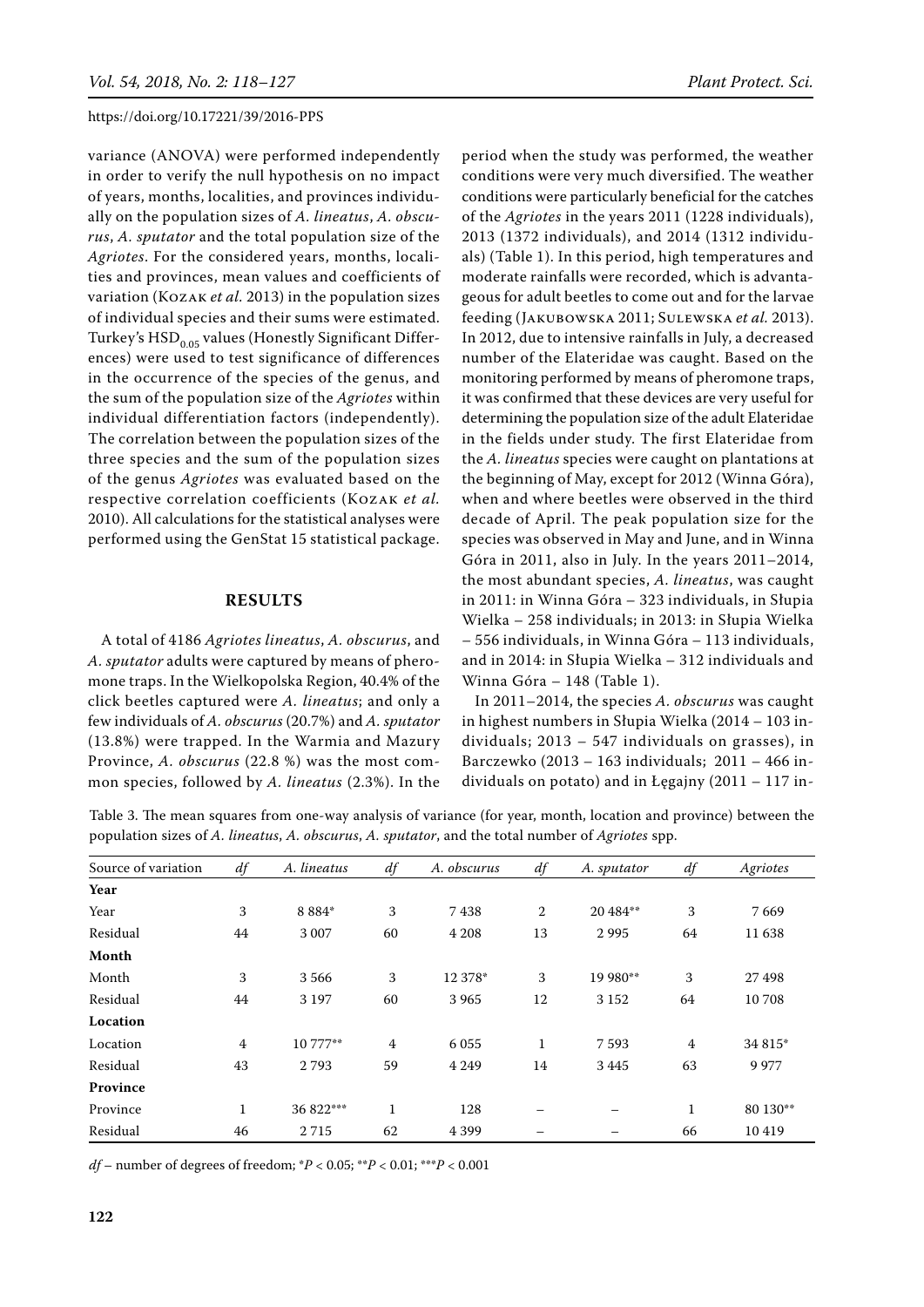variance (ANOVA) were performed independently in order to verify the null hypothesis on no impact of years, months, localities, and provinces individually on the population sizes of *A. lineatus*, *A. obscurus*, *A. sputator* and the total population size of the *Agriotes*. For the considered years, months, localities and provinces, mean values and coefficients of variation (Kozak *et al.* 2013) in the population sizes of individual species and their sums were estimated. Turkey's $HSD_{0.05}$ values (Honestly Significant Differences) were used to test significance of differences in the occurrence of the species of the genus, and the sum of the population size of the *Agriotes* within individual differentiation factors (independently). The correlation between the population sizes of the three species and the sum of the population sizes of the genus *Agriotes* was evaluated based on the respective correlation coefficients (Kozak *et al.* 2010). All calculations for the statistical analyses were performed using the GenStat 15 statistical package.

## RESULTS

A total of 4186 *Agriotes lineatus*, *A. obscurus*, and *A. sputator* adults were captured by means of pheromone traps. In the Wielkopolska Region, 40.4% of the click beetles captured were *A. lineatus*; and only a few individuals of *A. obscurus* (20.7%) and *A. sputator* (13.8%) were trapped. In the Warmia and Mazury Province, *A. obscurus* (22.8 %) was the most common species, followed by *A. lineatus* (2.3%). In the period when the study was performed, the weather conditions were very much diversified. The weather conditions were particularly beneficial for the catches of the *Agriotes* in the years 2011 (1228 individuals), 2013 (1372 individuals), and 2014 (1312 individuals) (Table 1). In this period, high temperatures and moderate rainfalls were recorded, which is advantageous for adult beetles to come out and for the larvae feeding (Jakubowska 2011; Sulewska *et al.* 2013). In 2012, due to intensive rainfalls in July, a decreased number of the Elateridae was caught. Based on the monitoring performed by means of pheromone traps, it was confirmed that these devices are very useful for determining the population size of the adult Elateridae in the fields under study. The first Elateridae from the *A. lineatus* species were caught on plantations at the beginning of May, except for 2012 (Winna Góra), when and where beetles were observed in the third decade of April. The peak population size for the species was observed in May and June, and in Winna Góra in 2011, also in July. In the years 2011–2014, the most abundant species, *A. lineatus*, was caught in 2011: in Winna Góra – 323 individuals, in Słupia Wielka – 258 individuals; in 2013: in Słupia Wielka – 556 individuals, in Winna Góra – 113 individuals, and in 2014: in Słupia Wielka – 312 individuals and Winna Góra – 148 (Table 1).

In 2011–2014, the species *A. obscurus* was caught in highest numbers in Słupia Wielka (2014 – 103 individuals; 2013 – 547 individuals on grasses), in Barczewko (2013 – 163 individuals; 2011 – 466 individuals on potato) and in Łęgajny (2011 – 117 in-

Table 3. The mean squares from one-way analysis of variance (for year, month, location and province) between the population sizes of *A. lineatus*, *A. obscurus*, *A. sputator*, and the total number of *Agriotes* spp.

| Source of variation | *df* | *A. lineatus* | *df* | *A. obscurus* | *df* | *A. sputator* | *df* | *Agriotes* |
|---|---|---|---|---|---|---|---|---|
| **Year** | | | | | | | | |
| Year | 3 | 8 884* | 3 | 7 438 | 2 | 20 484** | 3 | 7 669 |
| Residual | 44 | 3 007 | 60 | 4 208 | 13 | 2 995 | 64 | 11 638 |
| **Month** | | | | | | | | |
| Month | 3 | 3 566 | 3 | 12 378* | 3 | 19 980** | 3 | 27 498 |
| Residual | 44 | 3 197 | 60 | 3 965 | 12 | 3 152 | 64 | 10 708 |
| **Location** | | | | | | | | |
| Location | 4 | 10 777** | 4 | 6 055 | 1 | 7 593 | 4 | 34 815* |
| Residual | 43 | 2 793 | 59 | 4 249 | 14 | 3 445 | 63 | 9 977 |
| **Province** | | | | | | | | |
| Province | 1 | 36 822*** | 1 | 128 | – | – | 1 | 80 130** |
| Residual | 46 | 2 715 | 62 | 4 399 | – | – | 66 | 10 419 |

*df* – number of degrees of freedom; $^{*}P < 0.05$; $^{**}P < 0.01$; $^{***}P < 0.001$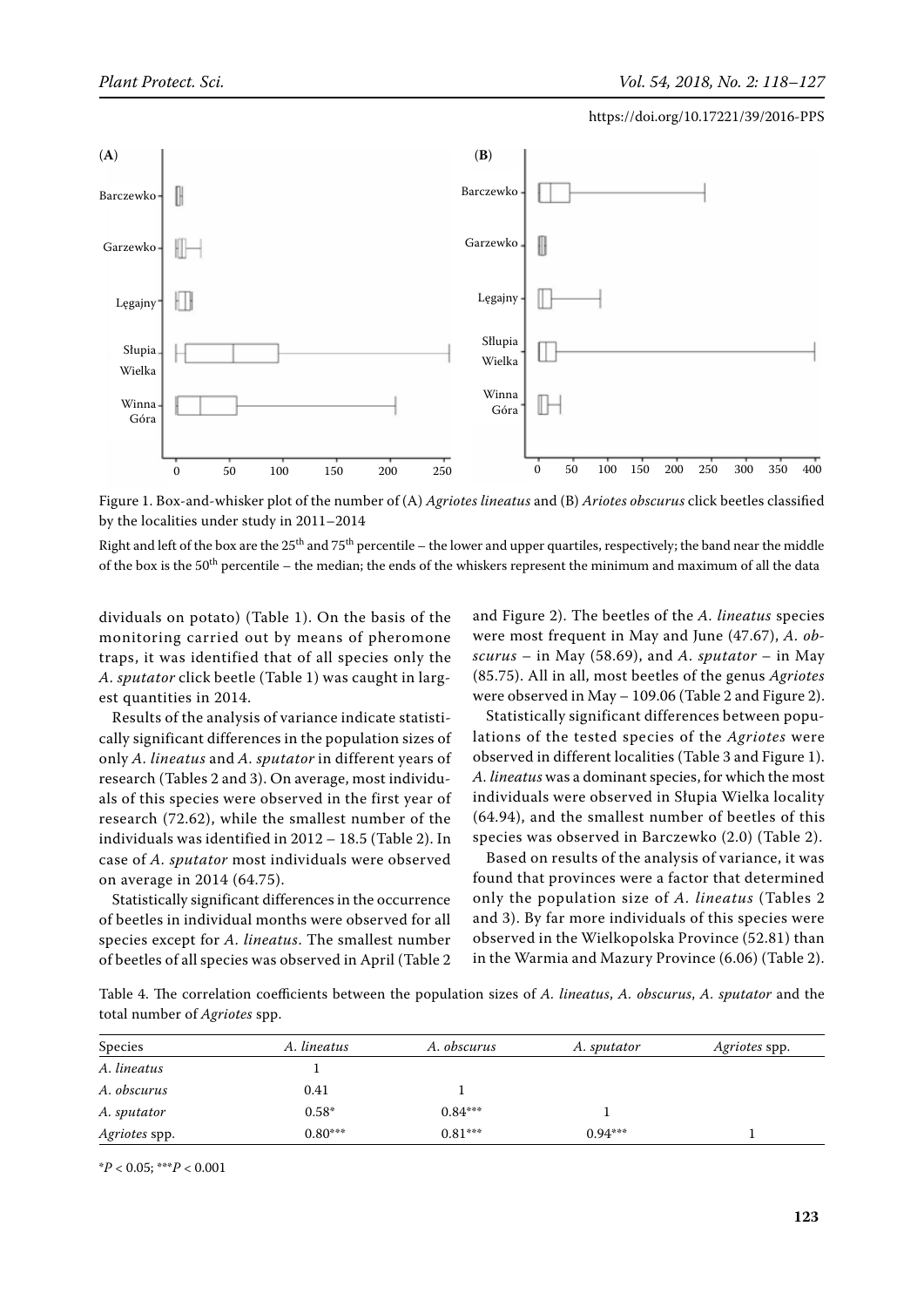Figure 1. Box-and-whisker plot of the number of (A) *Agriotes lineatus* and (B) *Ariotes obscurus* click beetles classified by the localities under study in 2011–2014

Right and left of the box are the 25th and 75th percentile – the lower and upper quartiles, respectively; the band near the middle of the box is the 50th percentile – the median; the ends of the whiskers represent the minimum and maximum of all the data

dividuals on potato) (Table 1). On the basis of the monitoring carried out by means of pheromone traps, it was identified that of all species only the *A. sputator* click beetle (Table 1) was caught in largest quantities in 2014.

Results of the analysis of variance indicate statistically significant differences in the population sizes of only *A. lineatus* and *A. sputator* in different years of research (Tables 2 and 3). On average, most individuals of this species were observed in the first year of research (72.62), while the smallest number of the individuals was identified in 2012 – 18.5 (Table 2). In case of *A. sputator* most individuals were observed on average in 2014 (64.75).

Statistically significant differences in the occurrence of beetles in individual months were observed for all species except for *A. lineatus*. The smallest number of beetles of all species was observed in April (Table 2 and Figure 2). The beetles of the *A. lineatus* species were most frequent in May and June (47.67), *A. obscurus* – in May (58.69), and *A. sputator* – in May (85.75). All in all, most beetles of the genus *Agriotes* were observed in May – 109.06 (Table 2 and Figure 2).

Statistically significant differences between populations of the tested species of the *Agriotes* were observed in different localities (Table 3 and Figure 1). *A. lineatus* was a dominant species, for which the most individuals were observed in Słupia Wielka locality (64.94), and the smallest number of beetles of this species was observed in Barczewko (2.0) (Table 2).

Based on results of the analysis of variance, it was found that provinces were a factor that determined only the population size of *A. lineatus* (Tables 2 and 3). By far more individuals of this species were observed in the Wielkopolska Province (52.81) than in the Warmia and Mazury Province (6.06) (Table 2).

Table 4. The correlation coefficients between the population sizes of *A. lineatus*, *A. obscurus*, *A. sputator* and the total number of *Agriotes* spp.

| Species | *A. lineatus* | *A. obscurus* | *A. sputator* | *Agriotes* spp. |
|---|---|---|---|---|
| *A. lineatus* | 1 | | | |
| *A. obscurus* | 0.41 | 1 | | |
| *A. sputator* | 0.58* | 0.84*** | 1 | |
| *Agriotes* spp. | 0.80*** | 0.81*** | 0.94*** | 1 |

*$P < 0.05$; ***$P < 0.001$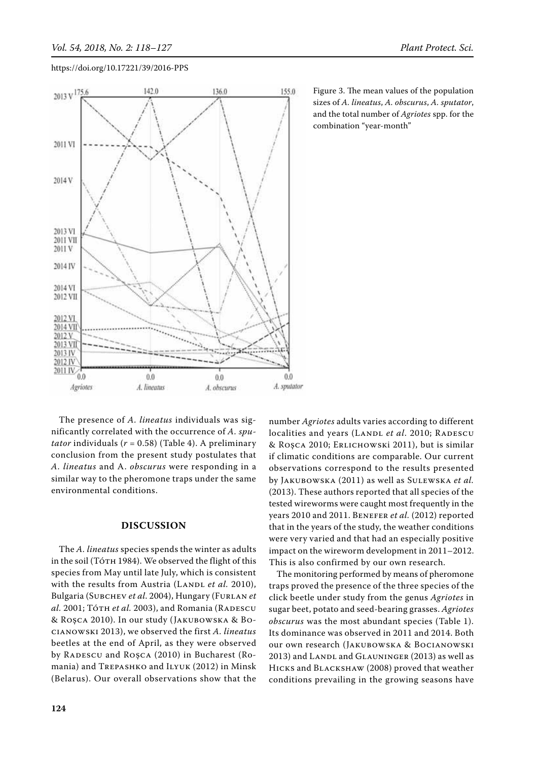Figure 3. The mean values of the population sizes of *A. lineatus*, *A. obscurus*, *A. sputator*, and the total number of *Agriotes* spp. for the combination "year-month"

The presence of *A. lineatus* individuals was significantly correlated with the occurrence of *A. sputator* individuals ($r = 0.58$) (Table 4). A preliminary conclusion from the present study postulates that *A. lineatus* and A. *obscurus* were responding in a similar way to the pheromone traps under the same environmental conditions.

## DISCUSSION

The *A. lineatus* species spends the winter as adults in the soil (Tóth 1984). We observed the flight of this species from May until late July, which is consistent with the results from Austria (Landl *et al.* 2010), Bulgaria (Subchev *et al.* 2004), Hungary (Furlan *et al.* 2001; Tóth *et al.* 2003), and Romania (Radescu & Roşca 2010). In our study (Jakubowska & Bocianowski 2013), we observed the first *A. lineatus* beetles at the end of April, as they were observed by Radescu and Roşca (2010) in Bucharest (Romania) and Trepashko and Ilyuk (2012) in Minsk (Belarus). Our overall observations show that the number *Agriotes* adults varies according to different localities and years (Landl *et al*. 2010; Radescu & Roşca 2010; Erlichowski 2011), but is similar if climatic conditions are comparable. Our current observations correspond to the results presented by Jakubowska (2011) as well as Sulewska *et al.* (2013). These authors reported that all species of the tested wireworms were caught most frequently in the years 2010 and 2011. Benefer *et al.* (2012) reported that in the years of the study, the weather conditions were very varied and that had an especially positive impact on the wireworm development in 2011–2012. This is also confirmed by our own research.

The monitoring performed by means of pheromone traps proved the presence of the three species of the click beetle under study from the genus *Agriotes* in sugar beet, potato and seed-bearing grasses. *Agriotes obscurus* was the most abundant species (Table 1). Its dominance was observed in 2011 and 2014. Both our own research (Jakubowska & Bocianowski 2013) and Landl and Glauninger (2013) as well as Hicks and Blackshaw (2008) proved that weather conditions prevailing in the growing seasons have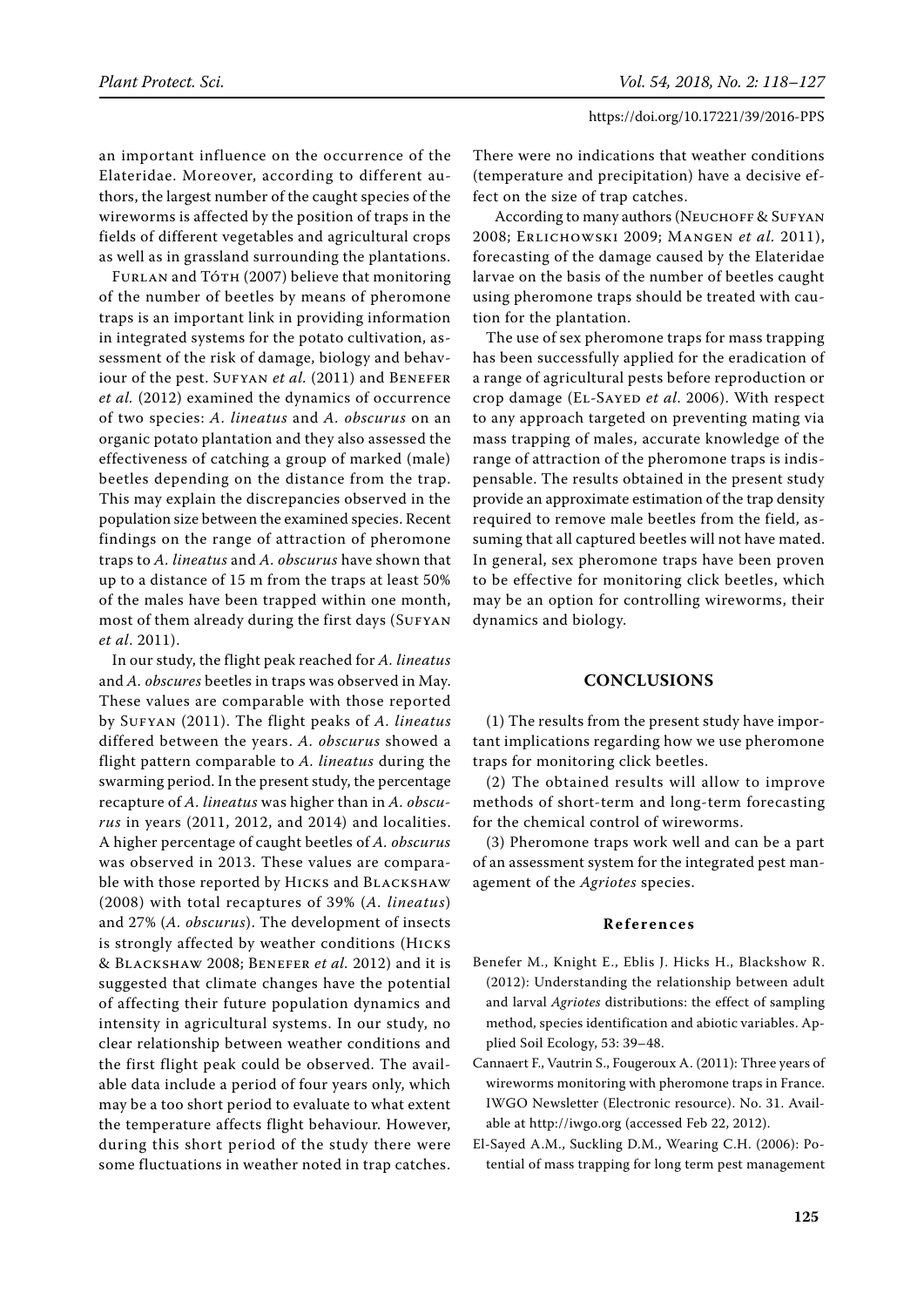an important influence on the occurrence of the Elateridae. Moreover, according to different authors, the largest number of the caught species of the wireworms is affected by the position of traps in the fields of different vegetables and agricultural crops as well as in grassland surrounding the plantations.

Furlan and Tóth (2007) believe that monitoring of the number of beetles by means of pheromone traps is an important link in providing information in integrated systems for the potato cultivation, assessment of the risk of damage, biology and behaviour of the pest. Sufyan *et al.* (2011) and Benefer *et al.* (2012) examined the dynamics of occurrence of two species: *A. lineatus* and *A. obscurus* on an organic potato plantation and they also assessed the effectiveness of catching a group of marked (male) beetles depending on the distance from the trap. This may explain the discrepancies observed in the population size between the examined species. Recent findings on the range of attraction of pheromone traps to *A. lineatus* and *A. obscurus* have shown that up to a distance of 15 m from the traps at least 50% of the males have been trapped within one month, most of them already during the first days (Sufyan *et al*. 2011).

In our study, the flight peak reached for *A. lineatus* and *A. obscures* beetles in traps was observed in May. These values are comparable with those reported by Sufyan (2011). The flight peaks of *A. lineatus* differed between the years. *A. obscurus* showed a flight pattern comparable to *A. lineatus* during the swarming period. In the present study, the percentage recapture of *A. lineatus* was higher than in *A. obscurus* in years (2011, 2012, and 2014) and localities. A higher percentage of caught beetles of *A. obscurus* was observed in 2013. These values are comparable with those reported by Hicks and Blackshaw (2008) with total recaptures of 39% (*A. lineatus*) and 27% (*A. obscurus*). The development of insects is strongly affected by weather conditions (Hicks & Blackshaw 2008; Benefer *et al.* 2012) and it is suggested that climate changes have the potential of affecting their future population dynamics and intensity in agricultural systems. In our study, no clear relationship between weather conditions and the first flight peak could be observed. The available data include a period of four years only, which may be a too short period to evaluate to what extent the temperature affects flight behaviour. However, during this short period of the study there were some fluctuations in weather noted in trap catches. There were no indications that weather conditions (temperature and precipitation) have a decisive effect on the size of trap catches.

According to many authors (Neuchoff & Sufyan 2008; Erlichowski 2009; Mangen *et al.* 2011), forecasting of the damage caused by the Elateridae larvae on the basis of the number of beetles caught using pheromone traps should be treated with caution for the plantation.

The use of sex pheromone traps for mass trapping has been successfully applied for the eradication of a range of agricultural pests before reproduction or crop damage (El-Sayed *et al*. 2006). With respect to any approach targeted on preventing mating via mass trapping of males, accurate knowledge of the range of attraction of the pheromone traps is indispensable. The results obtained in the present study provide an approximate estimation of the trap density required to remove male beetles from the field, assuming that all captured beetles will not have mated. In general, sex pheromone traps have been proven to be effective for monitoring click beetles, which may be an option for controlling wireworms, their dynamics and biology.

## CONCLUSIONS

(1) The results from the present study have important implications regarding how we use pheromone traps for monitoring click beetles.

(2) The obtained results will allow to improve methods of short-term and long-term forecasting for the chemical control of wireworms.

(3) Pheromone traps work well and can be a part of an assessment system for the integrated pest management of the *Agriotes* species.

### References

Benefer M., Knight E., Eblis J. Hicks H., Blackshow R. (2012): Understanding the relationship between adult and larval *Agriotes* distributions: the effect of sampling method, species identification and abiotic variables. Applied Soil Ecology, 53: 39–48.

Cannaert F., Vautrin S., Fougeroux A. (2011): Three years of wireworms monitoring with pheromone traps in France. IWGO Newsletter (Electronic resource). No. 31. Available at http://iwgo.org (accessed Feb 22, 2012).

El-Sayed A.M., Suckling D.M., Wearing C.H. (2006): Potential of mass trapping for long term pest management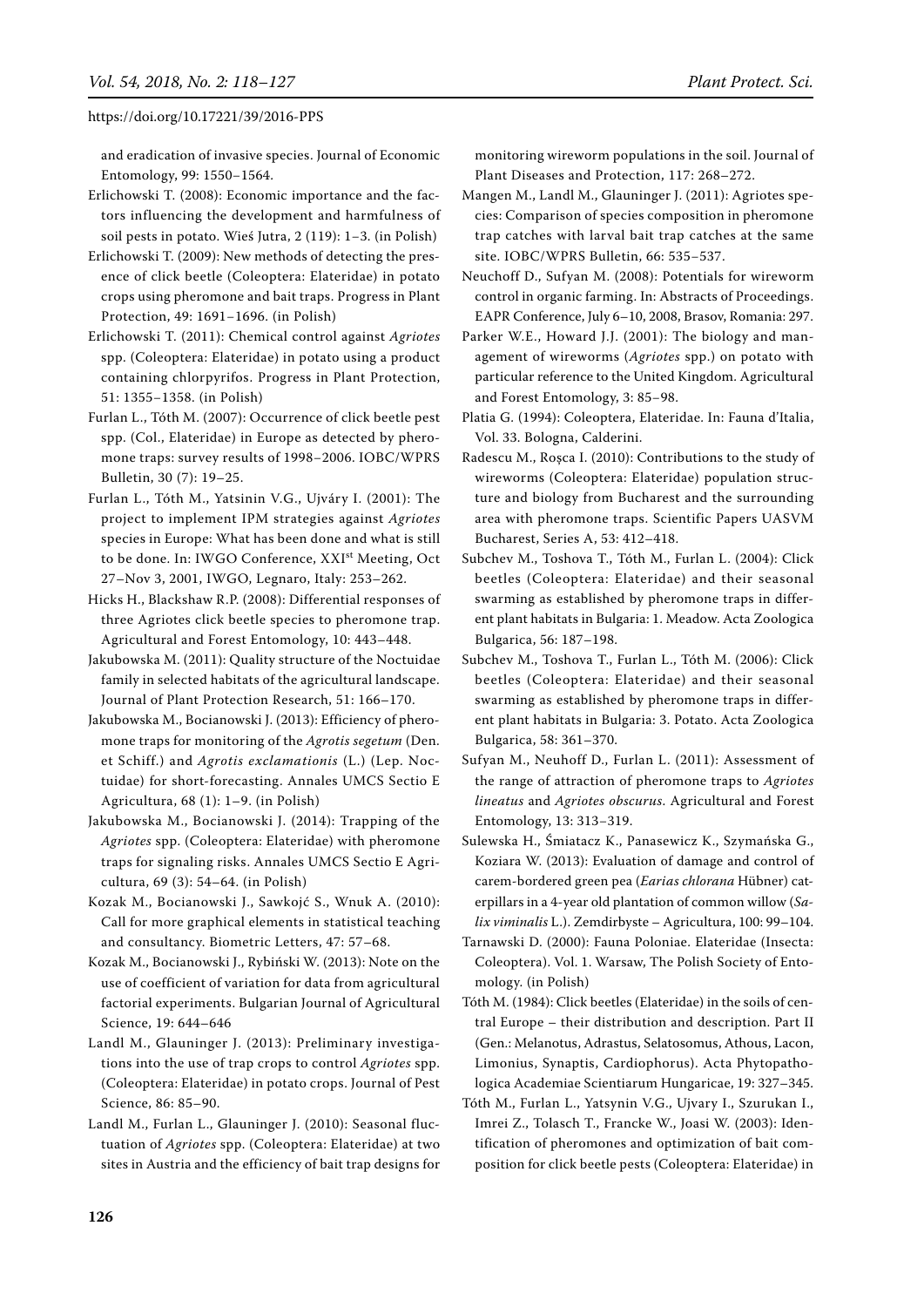and eradication of invasive species. Journal of Economic Entomology, 99: 1550–1564.

Erlichowski T. (2008): Economic importance and the factors influencing the development and harmfulness of soil pests in potato. Wieś Jutra, 2 (119): 1–3. (in Polish)

Erlichowski T. (2009): New methods of detecting the presence of click beetle (Coleoptera: Elateridae) in potato crops using pheromone and bait traps. Progress in Plant Protection, 49: 1691–1696. (in Polish)

Erlichowski T. (2011): Chemical control against *Agriotes* spp. (Coleoptera: Elateridae) in potato using a product containing chlorpyrifos. Progress in Plant Protection, 51: 1355–1358. (in Polish)

Furlan L., Tóth M. (2007): Occurrence of click beetle pest spp. (Col., Elateridae) in Europe as detected by pheromone traps: survey results of 1998–2006. IOBC/WPRS Bulletin, 30 (7): 19–25.

Furlan L., Tóth M., Yatsinin V.G., Ujváry I. (2001): The project to implement IPM strategies against *Agriotes* species in Europe: What has been done and what is still to be done. In: IWGO Conference, XXI[st] Meeting, Oct 27–Nov 3, 2001, IWGO, Legnaro, Italy: 253–262.

Hicks H., Blackshaw R.P. (2008): Differential responses of three Agriotes click beetle species to pheromone trap. Agricultural and Forest Entomology, 10: 443–448.

Jakubowska M. (2011): Quality structure of the Noctuidae family in selected habitats of the agricultural landscape. Journal of Plant Protection Research, 51: 166–170.

Jakubowska M., Bocianowski J. (2013): Efficiency of pheromone traps for monitoring of the *Agrotis segetum* (Den. et Schiff.) and *Agrotis exclamationis* (L.) (Lep. Noctuidae) for short-forecasting. Annales UMCS Sectio E Agricultura, 68 (1): 1–9. (in Polish)

Jakubowska M., Bocianowski J. (2014): Trapping of the *Agriotes* spp. (Coleoptera: Elateridae) with pheromone traps for signaling risks. Annales UMCS Sectio E Agricultura, 69 (3): 54–64. (in Polish)

Kozak M., Bocianowski J., Sawkojć S., Wnuk A. (2010): Call for more graphical elements in statistical teaching and consultancy. Biometric Letters, 47: 57–68.

Kozak M., Bocianowski J., Rybiński W. (2013): Note on the use of coefficient of variation for data from agricultural factorial experiments. Bulgarian Journal of Agricultural Science, 19: 644–646

Landl M., Glauninger J. (2013): Preliminary investigations into the use of trap crops to control *Agriotes* spp. (Coleoptera: Elateridae) in potato crops. Journal of Pest Science, 86: 85–90.

Landl M., Furlan L., Glauninger J. (2010): Seasonal fluctuation of *Agriotes* spp. (Coleoptera: Elateridae) at two sites in Austria and the efficiency of bait trap designs for monitoring wireworm populations in the soil. Journal of Plant Diseases and Protection, 117: 268–272.

Mangen M., Landl M., Glauninger J. (2011): Agriotes species: Comparison of species composition in pheromone trap catches with larval bait trap catches at the same site. IOBC/WPRS Bulletin, 66: 535–537.

Neuchoff D., Sufyan M. (2008): Potentials for wireworm control in organic farming. In: Abstracts of Proceedings. EAPR Conference, July 6–10, 2008, Brasov, Romania: 297.

Parker W.E., Howard J.J. (2001): The biology and management of wireworms (*Agriotes* spp.) on potato with particular reference to the United Kingdom. Agricultural and Forest Entomology, 3: 85–98.

Platia G. (1994): Coleoptera, Elateridae. In: Fauna d'Italia, Vol. 33. Bologna, Calderini.

Radescu M., Roşca I. (2010): Contributions to the study of wireworms (Coleoptera: Elateridae) population structure and biology from Bucharest and the surrounding area with pheromone traps. Scientific Papers UASVM Bucharest, Series A, 53: 412–418.

Subchev M., Toshova T., Tóth M., Furlan L. (2004): Click beetles (Coleoptera: Elateridae) and their seasonal swarming as established by pheromone traps in different plant habitats in Bulgaria: 1. Meadow. Acta Zoologica Bulgarica, 56: 187–198.

Subchev M., Toshova T., Furlan L., Tóth M. (2006): Click beetles (Coleoptera: Elateridae) and their seasonal swarming as established by pheromone traps in different plant habitats in Bulgaria: 3. Potato. Acta Zoologica Bulgarica, 58: 361–370.

Sufyan M., Neuhoff D., Furlan L. (2011): Assessment of the range of attraction of pheromone traps to *Agriotes lineatus* and *Agriotes obscurus*. Agricultural and Forest Entomology, 13: 313–319.

Sulewska H., Śmiatacz K., Panasewicz K., Szymańska G., Koziara W. (2013): Evaluation of damage and control of carem-bordered green pea (*Earias chlorana* Hübner) caterpillars in a 4-year old plantation of common willow (*Salix viminalis* L.). Zemdirbyste – Agricultura, 100: 99–104.

Tarnawski D. (2000): Fauna Poloniae. Elateridae (Insecta: Coleoptera). Vol. 1. Warsaw, The Polish Society of Entomology. (in Polish)

Tóth M. (1984): Click beetles (Elateridae) in the soils of central Europe – their distribution and description. Part II (Gen.: Melanotus, Adrastus, Selatosomus, Athous, Lacon, Limonius, Synaptis, Cardiophorus). Acta Phytopathologica Academiae Scientiarum Hungaricae, 19: 327–345.

Tóth M., Furlan L., Yatsynin V.G., Ujvary I., Szurukan I., Imrei Z., Tolasch T., Francke W., Joasi W. (2003): Identification of pheromones and optimization of bait composition for click beetle pests (Coleoptera: Elateridae) in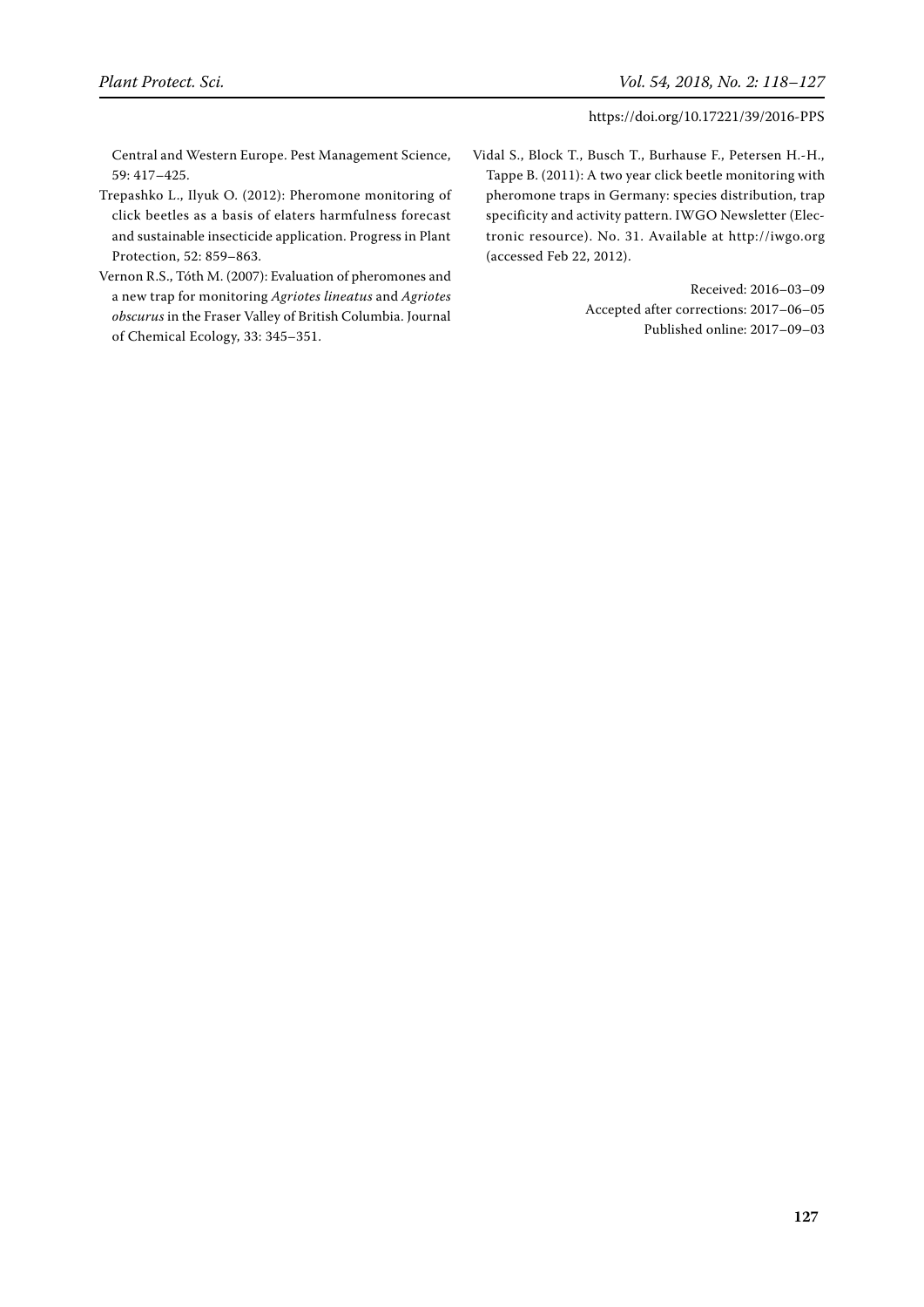Central and Western Europe. Pest Management Science, 59: 417–425.

Trepashko L., Ilyuk O. (2012): Pheromone monitoring of click beetles as a basis of elaters harmfulness forecast and sustainable insecticide application. Progress in Plant Protection, 52: 859–863.

Vernon R.S., Tóth M. (2007): Evaluation of pheromones and a new trap for monitoring *Agriotes lineatus* and *Agriotes obscurus* in the Fraser Valley of British Columbia. Journal of Chemical Ecology, 33: 345–351.

Vidal S., Block T., Busch T., Burhause F., Petersen H.-H., Tappe B. (2011): A two year click beetle monitoring with pheromone traps in Germany: species distribution, trap specificity and activity pattern. IWGO Newsletter (Electronic resource). No. 31. Available at http://iwgo.org (accessed Feb 22, 2012).

Received: 2016–03–09
Accepted after corrections: 2017–06–05
Published online: 2017–09–03